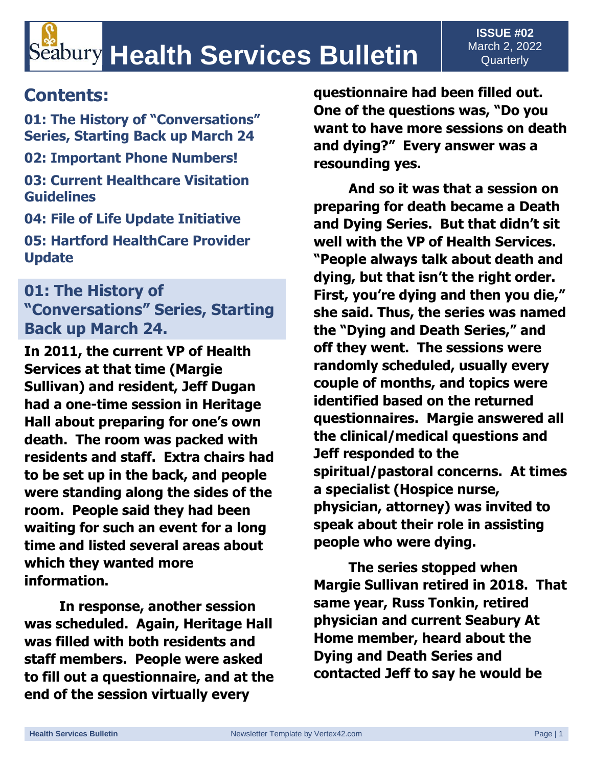# Seabury Health Services Bulletin

**ISSUE #02**
March 2, 2022
Quarterly

## Contents:

**01: The History of "Conversations" Series, Starting Back up March 24**

**02: Important Phone Numbers!**

**03: Current Healthcare Visitation Guidelines**

**04: File of Life Update Initiative**

**05: Hartford HealthCare Provider Update**

## 01: The History of "Conversations" Series, Starting Back up March 24.

**In 2011, the current VP of Health Services at that time (Margie Sullivan) and resident, Jeff Dugan had a one-time session in Heritage Hall about preparing for one's own death. The room was packed with residents and staff. Extra chairs had to be set up in the back, and people were standing along the sides of the room. People said they had been waiting for such an event for a long time and listed several areas about which they wanted more information.**

**In response, another session was scheduled. Again, Heritage Hall was filled with both residents and staff members. People were asked to fill out a questionnaire, and at the end of the session virtually every questionnaire had been filled out. One of the questions was, "Do you want to have more sessions on death and dying?" Every answer was a resounding yes.**

**And so it was that a session on preparing for death became a Death and Dying Series. But that didn't sit well with the VP of Health Services. "People always talk about death and dying, but that isn't the right order. First, you're dying and then you die," she said. Thus, the series was named the "Dying and Death Series," and off they went. The sessions were randomly scheduled, usually every couple of months, and topics were identified based on the returned questionnaires. Margie answered all the clinical/medical questions and Jeff responded to the spiritual/pastoral concerns. At times a specialist (Hospice nurse, physician, attorney) was invited to speak about their role in assisting people who were dying.**

**The series stopped when Margie Sullivan retired in 2018. That same year, Russ Tonkin, retired physician and current Seabury At Home member, heard about the Dying and Death Series and contacted Jeff to say he would be**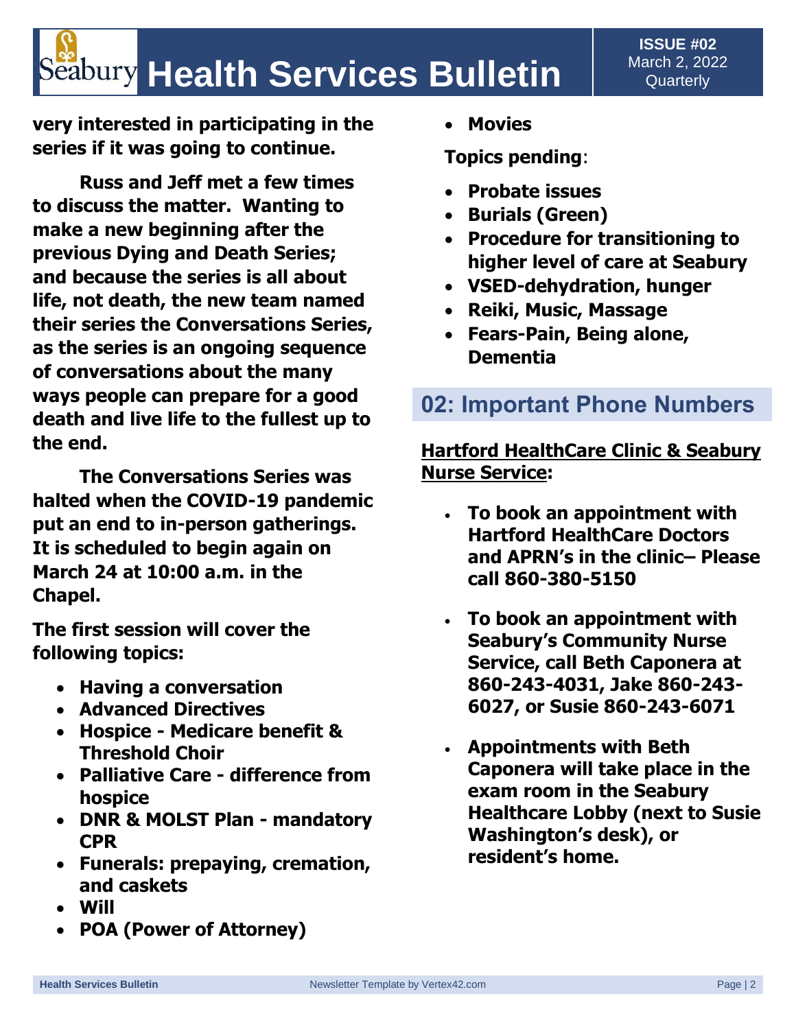**very interested in participating in the series if it was going to continue.**

**Russ and Jeff met a few times to discuss the matter. Wanting to make a new beginning after the previous Dying and Death Series; and because the series is all about life, not death, the new team named their series the Conversations Series, as the series is an ongoing sequence of conversations about the many ways people can prepare for a good death and live life to the fullest up to the end.**

**The Conversations Series was halted when the COVID-19 pandemic put an end to in-person gatherings. It is scheduled to begin again on March 24 at 10:00 a.m. in the Chapel.**

**The first session will cover the following topics:**

- **Having a conversation**
- **Advanced Directives**
- **Hospice - Medicare benefit & Threshold Choir**
- **Palliative Care - difference from hospice**
- **DNR & MOLST Plan - mandatory CPR**
- **Funerals: prepaying, cremation, and caskets**
- **Will**
- **POA (Power of Attorney)**
- **Movies**

**Topics pending**:

- **Probate issues**
- **Burials (Green)**
- **Procedure for transitioning to higher level of care at Seabury**
- **VSED-dehydration, hunger**
- **Reiki, Music, Massage**
- **Fears-Pain, Being alone, Dementia**

## 02: Important Phone Numbers

**Hartford HealthCare Clinic & Seabury Nurse Service:**

- **To book an appointment with Hartford HealthCare Doctors and APRN's in the clinic– Please call 860-380-5150**
- **To book an appointment with Seabury's Community Nurse Service, call Beth Caponera at 860-243-4031, Jake 860-243-6027, or Susie 860-243-6071**
- **Appointments with Beth Caponera will take place in the exam room in the Seabury Healthcare Lobby (next to Susie Washington's desk), or resident's home.**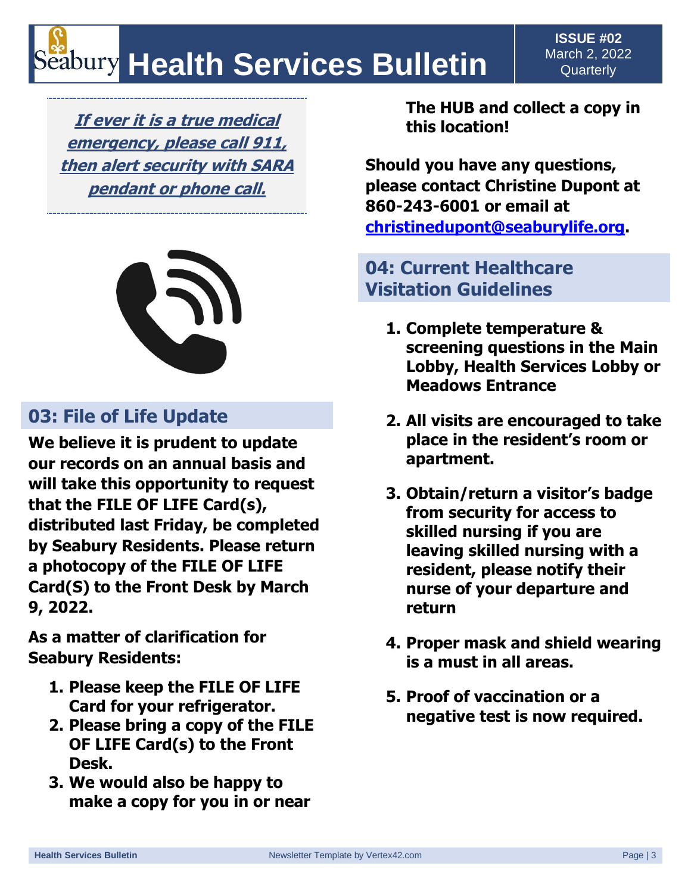# Health Services Bulletin

**ISSUE #02**
March 2, 2022
Quarterly

***If ever it is a true medical emergency, please call 911, then alert security with SARA pendant or phone call.***

## 03: File of Life Update

**We believe it is prudent to update our records on an annual basis and will take this opportunity to request that the FILE OF LIFE Card(s), distributed last Friday, be completed by Seabury Residents. Please return a photocopy of the FILE OF LIFE Card(S) to the Front Desk by March 9, 2022.**

**As a matter of clarification for Seabury Residents:**

1. **Please keep the FILE OF LIFE Card for your refrigerator.**
2. **Please bring a copy of the FILE OF LIFE Card(s) to the Front Desk.**
3. **We would also be happy to make a copy for you in or near The HUB and collect a copy in this location!**

**Should you have any questions, please contact Christine Dupont at 860-243-6001 or email at [christinedupont@seaburylife.org](mailto:christinedupont@seaburylife.org).**

## 04: Current Healthcare Visitation Guidelines

1. **Complete temperature & screening questions in the Main Lobby, Health Services Lobby or Meadows Entrance**
2. **All visits are encouraged to take place in the resident's room or apartment.**
3. **Obtain/return a visitor's badge from security for access to skilled nursing if you are leaving skilled nursing with a resident, please notify their nurse of your departure and return**
4. **Proper mask and shield wearing is a must in all areas.**
5. **Proof of vaccination or a negative test is now required.**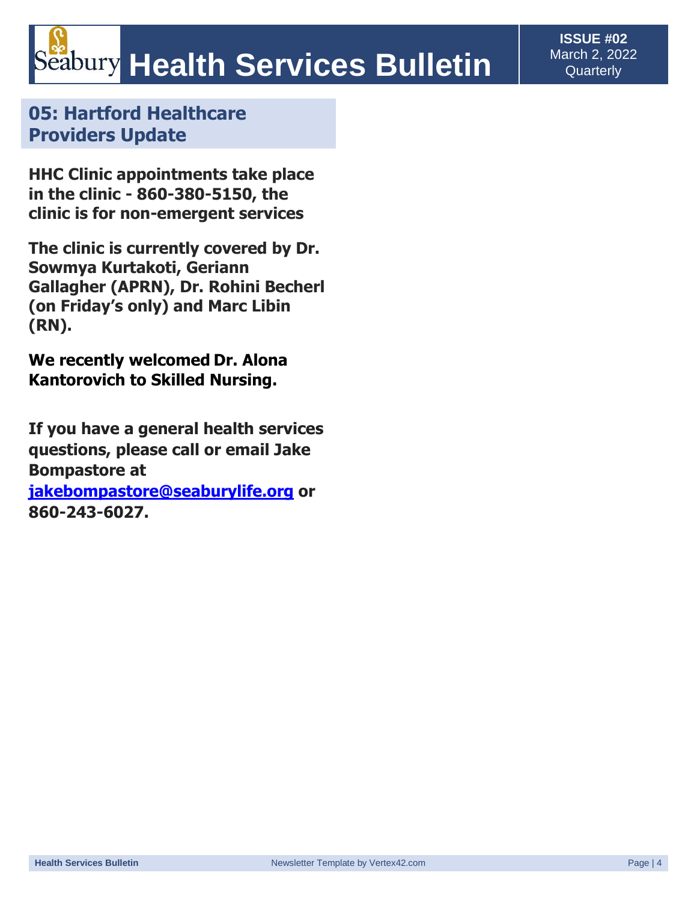## 05: Hartford Healthcare Providers Update

**HHC Clinic appointments take place in the clinic - 860-380-5150, the clinic is for non-emergent services**

**The clinic is currently covered by Dr. Sowmya Kurtakoti, Geriann Gallagher (APRN), Dr. Rohini Becherl (on Friday's only) and Marc Libin (RN).**

**We recently welcomed Dr. Alona Kantorovich to Skilled Nursing.**

**If you have a general health services questions, please call or email Jake Bompastore at jakebompastore@seaburylife.org or 860-243-6027.**